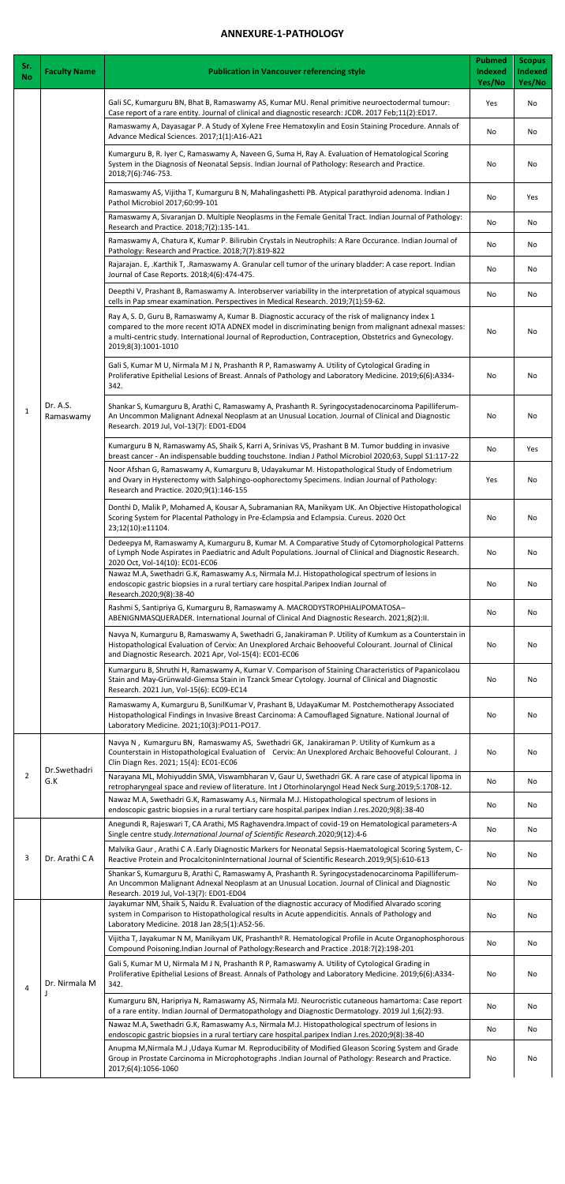# ANNEXURE-1-PATHOLOGY

| Sr. No | Faculty Name | Publication in Vancouver referencing style | Pubmed Indexed Yes/No | Scopus Indexed Yes/No |
|---|---|---|---|---|
| 1 | Dr. A.S. Ramaswamy | Gali SC, Kumarguru BN, Bhat B, Ramaswamy AS, Kumar MU. Renal primitive neuroectodermal tumour: Case report of a rare entity. Journal of clinical and diagnostic research: JCDR. 2017 Feb;11(2):ED17. | Yes | No |
| | | Ramaswamy A, Dayasagar P. A Study of Xylene Free Hematoxylin and Eosin Staining Procedure. Annals of Advance Medical Sciences. 2017;1(1):A16-A21 | No | No |
| | | Kumarguru B, R. Iyer C, Ramaswamy A, Naveen G, Suma H, Ray A. Evaluation of Hematological Scoring System in the Diagnosis of Neonatal Sepsis. Indian Journal of Pathology: Research and Practice. 2018;7(6):746-753. | No | No |
| | | Ramaswamy AS, Vijitha T, Kumarguru B N, Mahalingashetti PB. Atypical parathyroid adenoma. Indian J Pathol Microbiol 2017;60:99-101 | No | Yes |
| | | Ramaswamy A, Sivaranjan D. Multiple Neoplasms in the Female Genital Tract. Indian Journal of Pathology: Research and Practice. 2018;7(2):135-141. | No | No |
| | | Ramaswamy A, Chatura K, Kumar P. Bilirubin Crystals in Neutrophils: A Rare Occurance. Indian Journal of Pathology: Research and Practice. 2018;7(7):819-822 | No | No |
| | | Rajarajan. E, .Karthik T, .Ramaswamy A. Granular cell tumor of the urinary bladder: A case report. Indian Journal of Case Reports. 2018;4(6):474-475. | No | No |
| | | Deepthi V, Prashant B, Ramaswamy A. Interobserver variability in the interpretation of atypical squamous cells in Pap smear examination. Perspectives in Medical Research. 2019;7(1):59-62. | No | No |
| | | Ray A, S. D, Guru B, Ramaswamy A, Kumar B. Diagnostic accuracy of the risk of malignancy index 1 compared to the more recent IOTA ADNEX model in discriminating benign from malignant adnexal masses: a multi-centric study. International Journal of Reproduction, Contraception, Obstetrics and Gynecology. 2019;8(3):1001-1010 | No | No |
| | | Gali S, Kumar M U, Nirmala M J N, Prashanth R P, Ramaswamy A. Utility of Cytological Grading in Proliferative Epithelial Lesions of Breast. Annals of Pathology and Laboratory Medicine. 2019;6(6):A334-342. | No | No |
| | | Shankar S, Kumarguru B, Arathi C, Ramaswamy A, Prashanth R. Syringocystadenocarcinoma Papilliferum-An Uncommon Malignant Adnexal Neoplasm at an Unusual Location. Journal of Clinical and Diagnostic Research. 2019 Jul, Vol-13(7): ED01-ED04 | No | No |
| | | Kumarguru B N, Ramaswamy AS, Shaik S, Karri A, Srinivas VS, Prashant B M. Tumor budding in invasive breast cancer - An indispensable budding touchstone. Indian J Pathol Microbiol 2020;63, Suppl S1:117-22 | No | Yes |
| | | Noor Afshan G, Ramaswamy A, Kumarguru B, Udayakumar M. Histopathological Study of Endometrium and Ovary in Hysterectomy with Salphingo-oophorectomy Specimens. Indian Journal of Pathology: Research and Practice. 2020;9(1):146-155 | Yes | No |
| | | Donthi D, Malik P, Mohamed A, Kousar A, Subramanian RA, Manikyam UK. An Objective Histopathological Scoring System for Placental Pathology in Pre-Eclampsia and Eclampsia. Cureus. 2020 Oct 23;12(10):e11104. | No | No |
| | | Dedeepya M, Ramaswamy A, Kumarguru B, Kumar M. A Comparative Study of Cytomorphological Patterns of Lymph Node Aspirates in Paediatric and Adult Populations. Journal of Clinical and Diagnostic Research. 2020 Oct, Vol-14(10): EC01-EC06 | No | No |
| | | Nawaz M.A, Swethadri G.K, Ramaswamy A.s, Nirmala M.J. Histopathological spectrum of lesions in endoscopic gastric biopsies in a rural tertiary care hospital.Paripex Indian Journal of Research.2020;9(8):38-40 | No | No |
| | | Rashmi S, Santipriya G, Kumarguru B, Ramaswamy A. MACRODYSTROPHIALIPOMATOSA–ABENIGNMASQUERADER. International Journal of Clinical And Diagnostic Research. 2021;8(2):II. | No | No |
| | | Navya N, Kumarguru B, Ramaswamy A, Swethadri G, Janakiraman P. Utility of Kumkum as a Counterstain in Histopathological Evaluation of Cervix: An Unexplored Archaic Behooveful Colourant. Journal of Clinical and Diagnostic Research. 2021 Apr, Vol-15(4): EC01-EC06 | No | No |
| | | Kumarguru B, Shruthi H, Ramaswamy A, Kumar V. Comparison of Staining Characteristics of Papanicolaou Stain and May-Grünwald-Giemsa Stain in Tzanck Smear Cytology. Journal of Clinical and Diagnostic Research. 2021 Jun, Vol-15(6): EC09-EC14 | No | No |
| | | Ramaswamy A, Kumarguru B, SunilKumar V, Prashant B, UdayaKumar M. Postchemotherapy Associated Histopathological Findings in Invasive Breast Carcinoma: A Camouflaged Signature. National Journal of Laboratory Medicine. 2021;10(3):PO11-PO17. | No | No |
| 2 | Dr.Swethadri G.K | Navya N , Kumarguru BN, Ramaswamy AS, Swethadri GK, Janakiraman P. Utility of Kumkum as a Counterstain in Histopathological Evaluation of Cervix: An Unexplored Archaic Behooveful Colourant. J Clin Diagn Res. 2021; 15(4): EC01-EC06 | No | No |
| | | Narayana ML, Mohiyuddin SMA, Viswambharan V, Gaur U, Swethadri GK. A rare case of atypical lipoma in retropharyngeal space and review of literature. Int J Otorhinolaryngol Head Neck Surg.2019;5:1708-12. | No | No |
| | | Nawaz M.A, Swethadri G.K, Ramaswamy A.s, Nirmala M.J. Histopathological spectrum of lesions in endoscopic gastric biopsies in a rural tertiary care hospital.paripex Indian J.res.2020;9(8):38-40 | No | No |
| 3 | Dr. Arathi C A | Anegundi R, Rajeswari T, CA Arathi, MS Raghavendra.Impact of covid-19 on Hematological parameters-A Single centre study.*International Journal of Scientific Research*.2020;9(12):4-6 | No | No |
| | | Malvika Gaur , Arathi C A .Early Diagnostic Markers for Neonatal Sepsis-Haematological Scoring System, C-Reactive Protein and ProcalcitoninInternational Journal of Scientific Research.2019;9(5):610-613 | No | No |
| | | Shankar S, Kumarguru B, Arathi C, Ramaswamy A, Prashanth R. Syringocystadenocarcinoma Papilliferum-An Uncommon Malignant Adnexal Neoplasm at an Unusual Location. Journal of Clinical and Diagnostic Research. 2019 Jul, Vol-13(7): ED01-ED04 | No | No |
| 4 | Dr. Nirmala M J | Jayakumar NM, Shaik S, Naidu R. Evaluation of the diagnostic accuracy of Modified Alvarado scoring system in Comparison to Histopathological results in Acute appendicitis. Annals of Pathology and Laboratory Medicine. 2018 Jan 28;5(1):A52-56. | No | No |
| | | Vijitha T, Jayakumar N M, Manikyam UK, Prashanth® R. Hematological Profile in Acute Organophosphorous Compound Poisoning.Indian Journal of Pathology:Research and Practice .2018:7(2):198-201 | No | No |
| | | Gali S, Kumar M U, Nirmala M J N, Prashanth R P, Ramaswamy A. Utility of Cytological Grading in Proliferative Epithelial Lesions of Breast. Annals of Pathology and Laboratory Medicine. 2019;6(6):A334-342. | No | No |
| | | Kumarguru BN, Haripriya N, Ramaswamy AS, Nirmala MJ. Neurocristic cutaneous hamartoma: Case report of a rare entity. Indian Journal of Dermatopathology and Diagnostic Dermatology. 2019 Jul 1;6(2):93. | No | No |
| | | Nawaz M.A, Swethadri G.K, Ramaswamy A.s, Nirmala M.J. Histopathological spectrum of lesions in endoscopic gastric biopsies in a rural tertiary care hospital.paripex Indian J.res.2020;9(8):38-40 | No | No |
| | | Anupma M,Nirmala M.J ,Udaya Kumar M. Reproducibility of Modified Gleason Scoring System and Grade Group in Prostate Carcinoma in Microphotographs .Indian Journal of Pathology: Research and Practice. 2017;6(4):1056-1060 | No | No |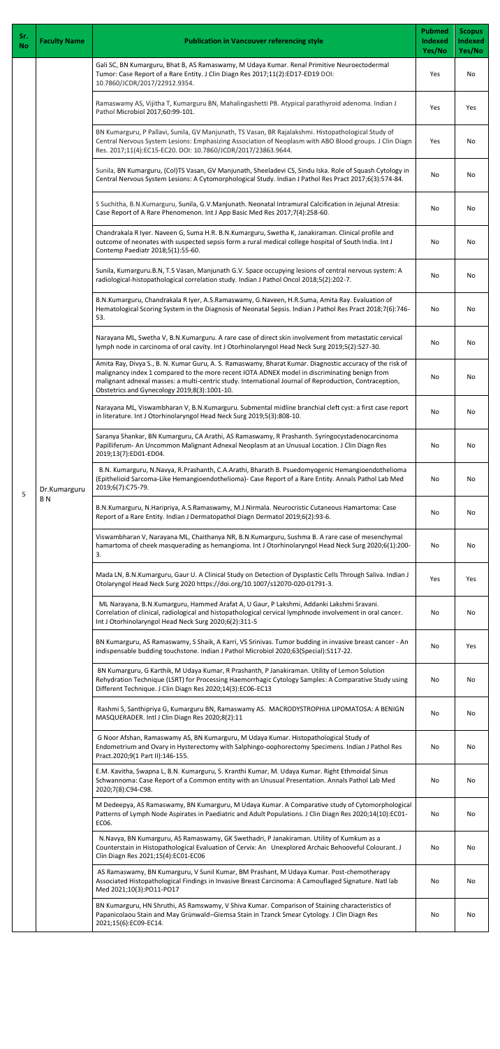| Sr. No | Faculty Name | Publication in Vancouver referencing style | Pubmed Indexed Yes/No | Scopus Indexed Yes/No |
|---|---|---|---|---|
| 5 | Dr.Kumarguru B N | Gali SC, BN Kumarguru, Bhat B, AS Ramaswamy, M Udaya Kumar. Renal Primitive Neuroectodermal Tumor: Case Report of a Rare Entity. J Clin Diagn Res 2017;11(2):ED17-ED19 DOI: 10.7860/JCDR/2017/22912.9354. | Yes | No |
| | | Ramaswamy AS, Vijitha T, Kumarguru BN, Mahalingashetti PB. Atypical parathyroid adenoma. Indian J Pathol Microbiol 2017;60:99-101. | Yes | Yes |
| | | BN Kumarguru, P Pallavi, Sunila, GV Manjunath, TS Vasan, BR Rajalakshmi. Histopathological Study of Central Nervous System Lesions: Emphasizing Association of Neoplasm with ABO Blood groups. J Clin Diagn Res. 2017;11(4):EC15-EC20. DOI: 10.7860/JCDR/2017/23863.9644. | Yes | No |
| | | Sunila, BN Kumarguru, (Col)TS Vasan, GV Manjunath, Sheeladevi CS, Sindu Iska. Role of Squash Cytology in Central Nervous System Lesions: A Cytomorphological Study. Indian J Pathol Res Pract 2017;6(3):574-84. | No | No |
| | | S Suchitha, B.N.Kumarguru, Sunila, G.V.Manjunath. Neonatal Intramural Calcification in Jejunal Atresia: Case Report of A Rare Phenomenon. Int J App Basic Med Res 2017;7(4):258-60. | No | No |
| | | Chandrakala R Iyer. Naveen G, Suma H.R. B.N.Kumarguru, Swetha K, Janakiraman. Clinical profile and outcome of neonates with suspected sepsis form a rural medical college hospital of South India. Int J Contemp Paediatr 2018;5(1):55-60. | No | No |
| | | Sunila, Kumarguru.B.N, T.S Vasan, Manjunath G.V. Space occupying lesions of central nervous system: A radiological-histopathological correlation study. Indian J Pathol Oncol 2018;5(2):202-7. | No | No |
| | | B.N.Kumarguru, Chandrakala R Iyer, A.S.Ramaswamy, G.Naveen, H.R.Suma, Amita Ray. Evaluation of Hematological Scoring System in the Diagnosis of Neonatal Sepsis. Indian J Pathol Res Pract 2018;7(6):746-53. | No | No |
| | | Narayana ML, Swetha V, B.N.Kumarguru. A rare case of direct skin involvement from metastatic cervical lymph node in carcinoma of oral cavity. Int J Otorhinolaryngol Head Neck Surg 2019;5(2):527-30. | No | No |
| | | Amita Ray, Divya S., B. N. Kumar Guru, A. S. Ramaswamy, Bharat Kumar. Diagnostic accuracy of the risk of malignancy index 1 compared to the more recent IOTA ADNEX model in discriminating benign from malignant adnexal masses: a multi-centric study. International Journal of Reproduction, Contraception, Obstetrics and Gynecology 2019;8(3):1001-10. | No | No |
| | | Narayana ML, Viswambharan V, B.N.Kumarguru. Submental midline branchial cleft cyst: a first case report in literature. Int J Otorhinolaryngol Head Neck Surg 2019;5(3):808-10. | No | No |
| | | Saranya Shankar, BN Kumarguru, CA Arathi, AS Ramaswamy, R Prashanth. Syringocystadenocarcinoma Papilliferum- An Uncommon Malignant Adnexal Neoplasm at an Unusual Location. J Clin Diagn Res 2019;13(7):ED01-ED04. | No | No |
| | | B.N. Kumarguru, N.Navya, R.Prashanth, C.A.Arathi, Bharath B. Psuedomyogenic Hemangioendothelioma (Epithelioid Sarcoma-Like Hemangioendothelioma)- Case Report of a Rare Entity. Annals Pathol Lab Med 2019;6(7):C75-79. | No | No |
| | | B.N.Kumarguru, N.Haripriya, A.S.Ramaswamy, M.J.Nirmala. Neurocristic Cutaneous Hamartoma: Case Report of a Rare Entity. Indian J Dermatopathol Diagn Dermatol 2019;6(2):93-6. | No | No |
| | | Viswambharan V, Narayana ML, Chaithanya NR, B.N.Kumarguru, Sushma B. A rare case of mesenchymal hamartoma of cheek masquerading as hemangioma. Int J Otorhinolaryngol Head Neck Surg 2020;6(1):200-3. | No | No |
| | | Mada LN, B.N.Kumarguru, Gaur U. A Clinical Study on Detection of Dysplastic Cells Through Saliva. Indian J Otolaryngol Head Neck Surg 2020 https://doi.org/10.1007/s12070-020-01791-3. | Yes | Yes |
| | | ML Narayana, B.N.Kumarguru, Hammed Arafat A, U Gaur, P Lakshmi, Addanki Lakshmi Sravani. Correlation of clinical, radiological and histopathological cervical lymphnode involvement in oral cancer. Int J Otorhinolaryngol Head Neck Surg 2020;6(2):311-5 | No | No |
| | | BN Kumarguru, AS Ramaswamy, S Shaik, A Karri, VS Srinivas. Tumor budding in invasive breast cancer - An indispensable budding touchstone. Indian J Pathol Microbiol 2020;63(Special):S117-22. | No | Yes |
| | | BN Kumarguru, G Karthik, M Udaya Kumar, R Prashanth, P Janakiraman. Utility of Lemon Solution Rehydration Technique (LSRT) for Processing Haemorrhagic Cytology Samples: A Comparative Study using Different Technique. J Clin Diagn Res 2020;14(3):EC06-EC13 | No | No |
| | | Rashmi S, Santhipriya G, Kumarguru BN, Ramaswamy AS. MACRODYSTROPHIA LIPOMATOSA: A BENIGN MASQUERADER. Intl J Clin Diagn Res 2020;8(2):11 | No | No |
| | | G Noor Afshan, Ramaswamy AS, BN Kumarguru, M Udaya Kumar. Histopathological Study of Endometrium and Ovary in Hysterectomy with Salphingo-oophorectomy Specimens. Indian J Pathol Res Pract.2020;9(1 Part II):146-155. | No | No |
| | | E.M. Kavitha, Swapna L, B.N. Kumarguru, S. Kranthi Kumar, M. Udaya Kumar. Right Ethmoidal Sinus Schwannoma: Case Report of a Common entity with an Unusual Presentation. Annals Pathol Lab Med 2020;7(8):C94-C98. | No | No |
| | | M Dedeepya, AS Ramaswamy, BN Kumarguru, M Udaya Kumar. A Comparative study of Cytomorphological Patterns of Lymph Node Aspirates in Paediatric and Adult Populations. J Clin Diagn Res 2020;14(10):EC01-EC06. | No | No |
| | | N.Navya, BN Kumarguru, AS Ramaswamy, GK Swethadri, P Janakiraman. Utility of Kumkum as a Counterstain in Histopathological Evaluation of Cervix: An Unexplored Archaic Behooveful Colourant. J Clin Diagn Res 2021;15(4):EC01-EC06 | No | No |
| | | AS Ramaswamy, BN Kumarguru, V Sunil Kumar, BM Prashant, M Udaya Kumar. Post-chemotherapy Associated Histopathological Findings in Invasive Breast Carcinoma: A Camouflaged Signature. Natl lab Med 2021;10(3):PO11-PO17 | No | No |
| | | BN Kumarguru, HN Shruthi, AS Ramswamy, V Shiva Kumar. Comparison of Staining characteristics of Papanicolaou Stain and May Grünwald–Giemsa Stain in Tzanck Smear Cytology. J Clin Diagn Res 2021;15(6):EC09-EC14. | No | No |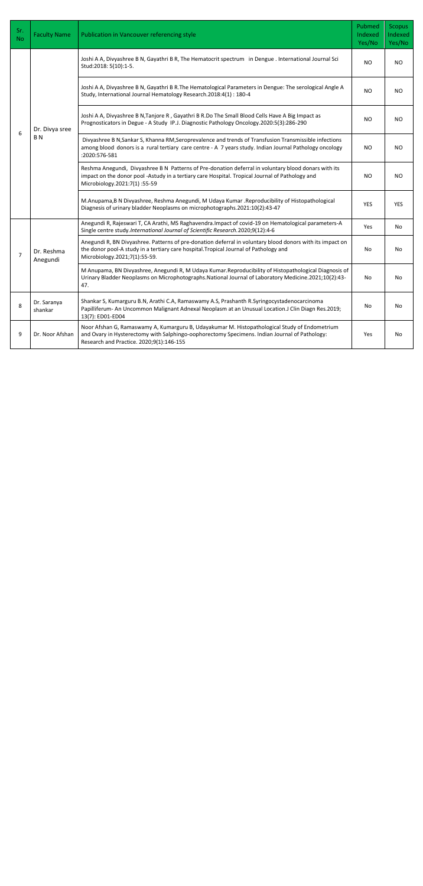| Sr. No | Faculty Name | Publication in Vancouver referencing style | Pubmed Indexed Yes/No | Scopus Indexed Yes/No |
|---|---|---|---|---|
| 6 | Dr. Divya sree B N | Joshi A A, Divyashree B N, Gayathri B R, The Hematocrit spectrum in Dengue . International Journal Sci Stud:2018: 5(10):1-5. | NO | NO |
| | | Joshi A A, Divyashree B N, Gayathri B R.The Hematological Parameters in Dengue: The serological Angle A Study, International Journal Hematology Research.2018:4(1) : 180-4 | NO | NO |
| | | Joshi A A, Divyashree B N,Tanjore R , Gayathri B R.Do The Small Blood Cells Have A Big Impact as Prognosticators in Degue - A Study IP.J. Diagnostic Pathology Oncology.2020:5(3):286-290 | NO | NO |
| | | Divyashree B N,Sankar S, Khanna RM,Seroprevalence and trends of Transfusion Transmissible infections among blood donors is a rural tertiary care centre - A 7 years study. Indian Journal Pathology oncology :2020:576-581 | NO | NO |
| | | Reshma Anegundi, Divyashree B N Patterns of Pre-donation deferral in voluntary blood donars with its impact on the donor pool -Astudy in a tertiary care Hospital. Tropical Journal of Pathology and Microbiology.2021:7(1) :55-59 | NO | NO |
| | | M.Anupama,B N Divyashree, Reshma Anegundi, M Udaya Kumar .Reproducibility of Histopathological Diagnosis of urinary bladder Neoplasms on microphotographs.2021:10(2):43-47 | YES | YES |
| 7 | Dr. Reshma Anegundi | Anegundi R, Rajeswari T, CA Arathi, MS Raghavendra.Impact of covid-19 on Hematological parameters-A Single centre study.*International Journal of Scientific Research.*2020;9(12):4-6 | Yes | No |
| | | Anegundi R, BN Divyashree. Patterns of pre-donation deferral in voluntary blood donors with its impact on the donor pool-A study in a tertiary care hospital.Tropical Journal of Pathology and Microbiology.2021;7(1):55-59. | No | No |
| | | M Anupama, BN Divyashree, Anegundi R, M Udaya Kumar.Reproducibility of Histopathological Diagnosis of Urinary Bladder Neoplasms on Microphotographs.National Journal of Laboratory Medicine.2021;10(2):43-47. | No | No |
| 8 | Dr. Saranya shankar | Shankar S, Kumarguru B.N, Arathi C.A, Ramaswamy A.S, Prashanth R.Syringocystadenocarcinoma Papilliferum- An Uncommon Malignant Adnexal Neoplasm at an Unusual Location.J Clin Diagn Res.2019; 13(7): ED01-ED04 | No | No |
| 9 | Dr. Noor Afshan | Noor Afshan G, Ramaswamy A, Kumarguru B, Udayakumar M. Histopathological Study of Endometrium and Ovary in Hysterectomy with Salphingo-oophorectomy Specimens. Indian Journal of Pathology: Research and Practice. 2020;9(1):146-155 | Yes | No |